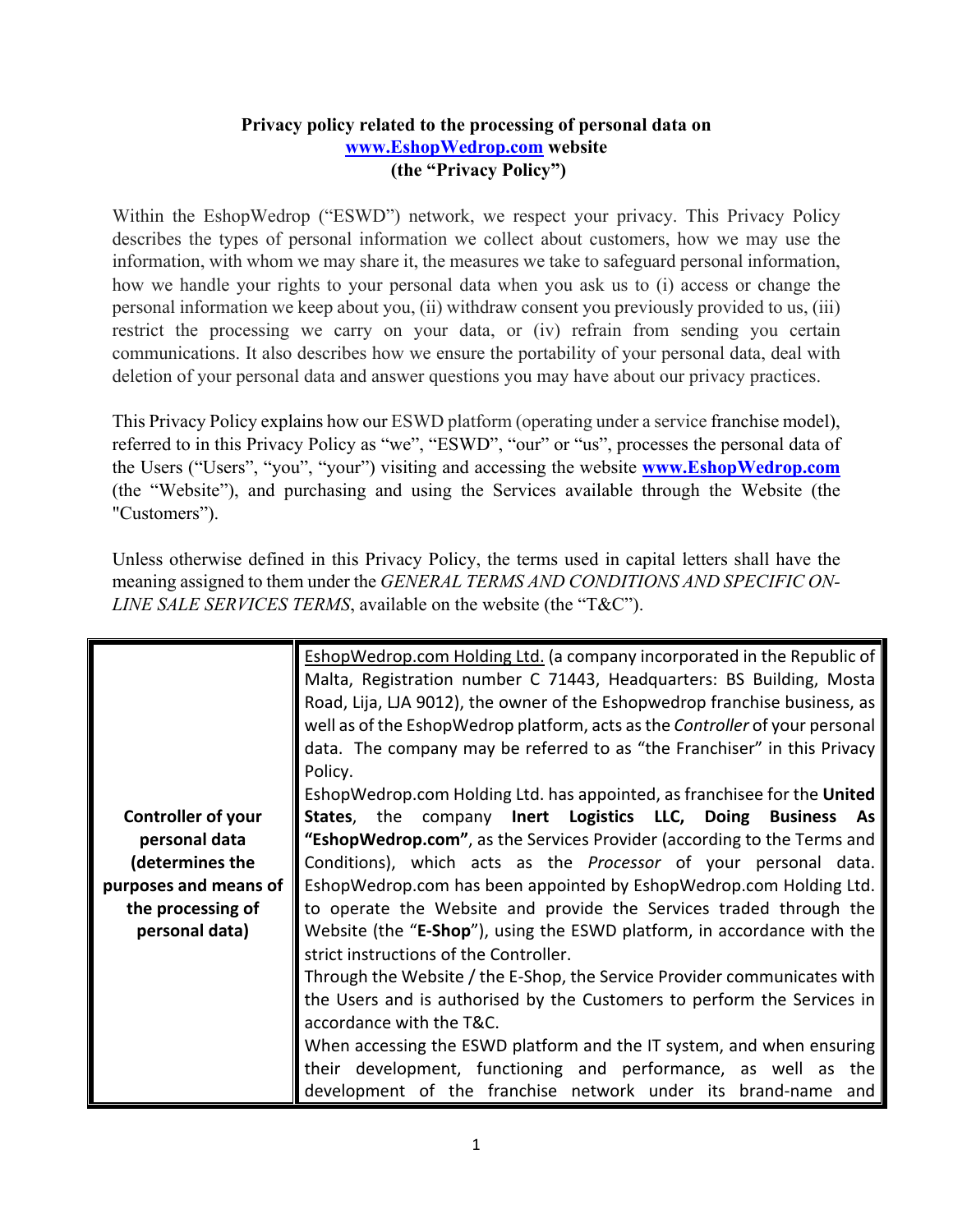**Privacy policy related to the processing of personal data on [www.EshopWedrop.com](http://www.EshopWedrop.com) website (the "Privacy Policy")**

Within the EshopWedrop ("ESWD") network, we respect your privacy. This Privacy Policy describes the types of personal information we collect about customers, how we may use the information, with whom we may share it, the measures we take to safeguard personal information, how we handle your rights to your personal data when you ask us to (i) access or change the personal information we keep about you, (ii) withdraw consent you previously provided to us, (iii) restrict the processing we carry on your data, or (iv) refrain from sending you certain communications. It also describes how we ensure the portability of your personal data, deal with deletion of your personal data and answer questions you may have about our privacy practices.

This Privacy Policy explains how our ESWD platform (operating under a service franchise model), referred to in this Privacy Policy as "we", "ESWD", "our" or "us", processes the personal data of the Users ("Users", "you", "your") visiting and accessing the website **[www.EshopWedrop.com](http://www.EshopWedrop.com)** (the "Website"), and purchasing and using the Services available through the Website (the "Customers").

Unless otherwise defined in this Privacy Policy, the terms used in capital letters shall have the meaning assigned to them under the *GENERAL TERMS AND CONDITIONS AND SPECIFIC ON-LINE SALE SERVICES TERMS*, available on the website (the "T&C").

| | |
|---|---|
| **Controller of your personal data (determines the purposes and means of the processing of personal data)** | EshopWedrop.com Holding Ltd. (a company incorporated in the Republic of Malta, Registration number C 71443, Headquarters: BS Building, Mosta Road, Lija, LJA 9012), the owner of the Eshopwedrop franchise business, as well as of the EshopWedrop platform, acts as the *Controller* of your personal data. The company may be referred to as "the Franchiser" in this Privacy Policy.<br>EshopWedrop.com Holding Ltd. has appointed, as franchisee for the **United States**, the company **Inert Logistics LLC, Doing Business As "EshopWedrop.com"**, as the Services Provider (according to the Terms and Conditions), which acts as the *Processor* of your personal data. EshopWedrop.com has been appointed by EshopWedrop.com Holding Ltd. to operate the Website and provide the Services traded through the Website (the "**E-Shop**"), using the ESWD platform, in accordance with the strict instructions of the Controller.<br>Through the Website / the E-Shop, the Service Provider communicates with the Users and is authorised by the Customers to perform the Services in accordance with the T&C.<br>When accessing the ESWD platform and the IT system, and when ensuring their development, functioning and performance, as well as the development of the franchise network under its brand-name and |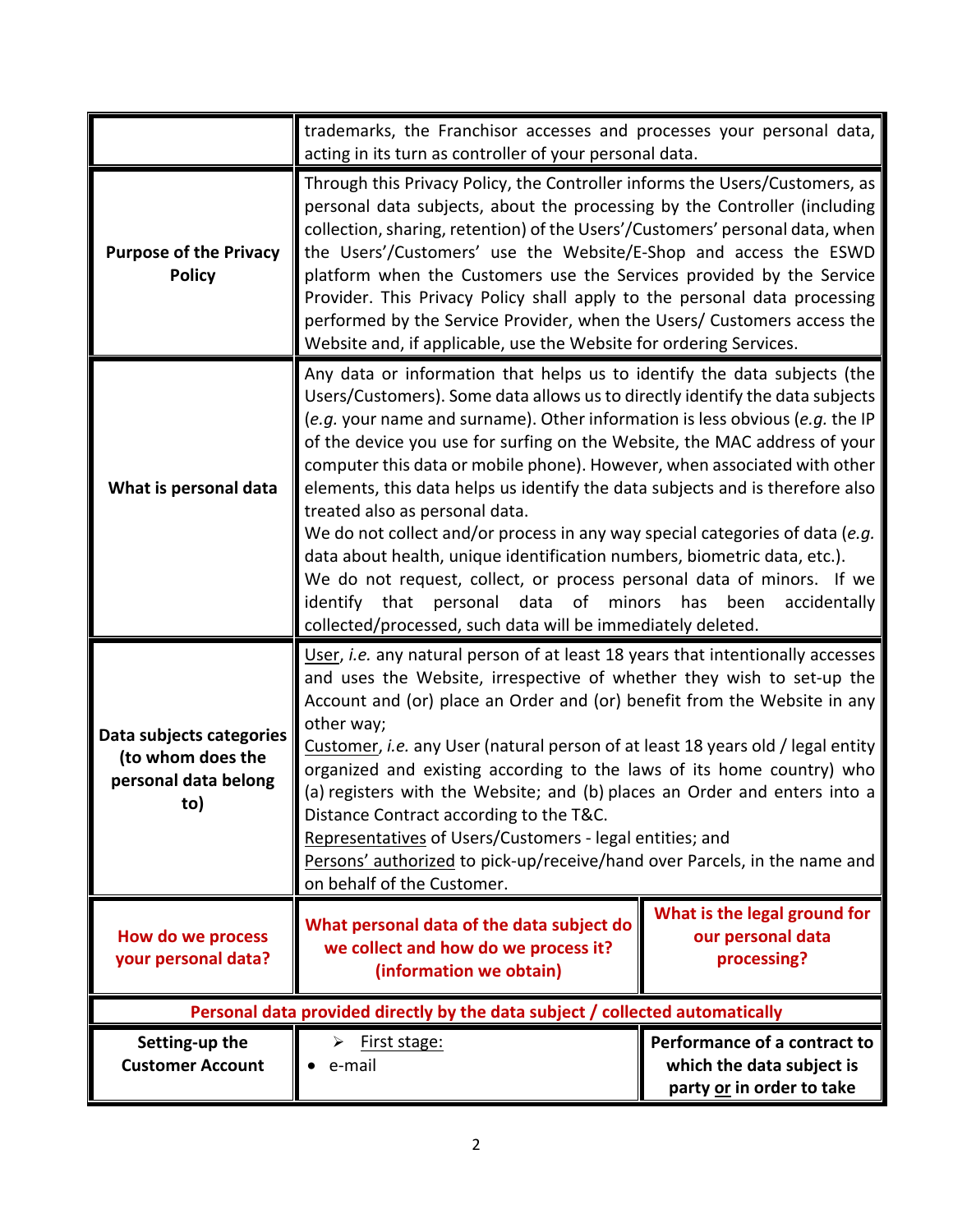| | |
|---|---|
| | trademarks, the Franchisor accesses and processes your personal data, acting in its turn as controller of your personal data. |
| **Purpose of the Privacy Policy** | Through this Privacy Policy, the Controller informs the Users/Customers, as personal data subjects, about the processing by the Controller (including collection, sharing, retention) of the Users'/Customers' personal data, when the Users'/Customers' use the Website/E-Shop and access the ESWD platform when the Customers use the Services provided by the Service Provider. This Privacy Policy shall apply to the personal data processing performed by the Service Provider, when the Users/ Customers access the Website and, if applicable, use the Website for ordering Services. |
| **What is personal data** | Any data or information that helps us to identify the data subjects (the Users/Customers). Some data allows us to directly identify the data subjects (*e.g.* your name and surname). Other information is less obvious (*e.g.* the IP of the device you use for surfing on the Website, the MAC address of your computer this data or mobile phone). However, when associated with other elements, this data helps us identify the data subjects and is therefore also treated also as personal data.<br>We do not collect and/or process in any way special categories of data (*e.g.* data about health, unique identification numbers, biometric data, etc.).<br>We do not request, collect, or process personal data of minors. If we identify that personal data of minors has been accidentally collected/processed, such data will be immediately deleted. |
| **Data subjects categories (to whom does the personal data belong to)** | User, *i.e.* any natural person of at least 18 years that intentionally accesses and uses the Website, irrespective of whether they wish to set-up the Account and (or) place an Order and (or) benefit from the Website in any other way;<br>Customer, *i.e.* any User (natural person of at least 18 years old / legal entity organized and existing according to the laws of its home country) who (a) registers with the Website; and (b) places an Order and enters into a Distance Contract according to the T&C.<br>Representatives of Users/Customers - legal entities; and<br>Persons' authorized to pick-up/receive/hand over Parcels, in the name and on behalf of the Customer. |

| **How do we process your personal data?** | **What personal data of the data subject do we collect and how do we process it? (information we obtain)** | **What is the legal ground for our personal data processing?** |
|---|---|---|
| **Personal data provided directly by the data subject / collected automatically** | | |
| **Setting-up the Customer Account** | ➢ First stage:<br>• e-mail | **Performance of a contract to which the data subject is party or in order to take** |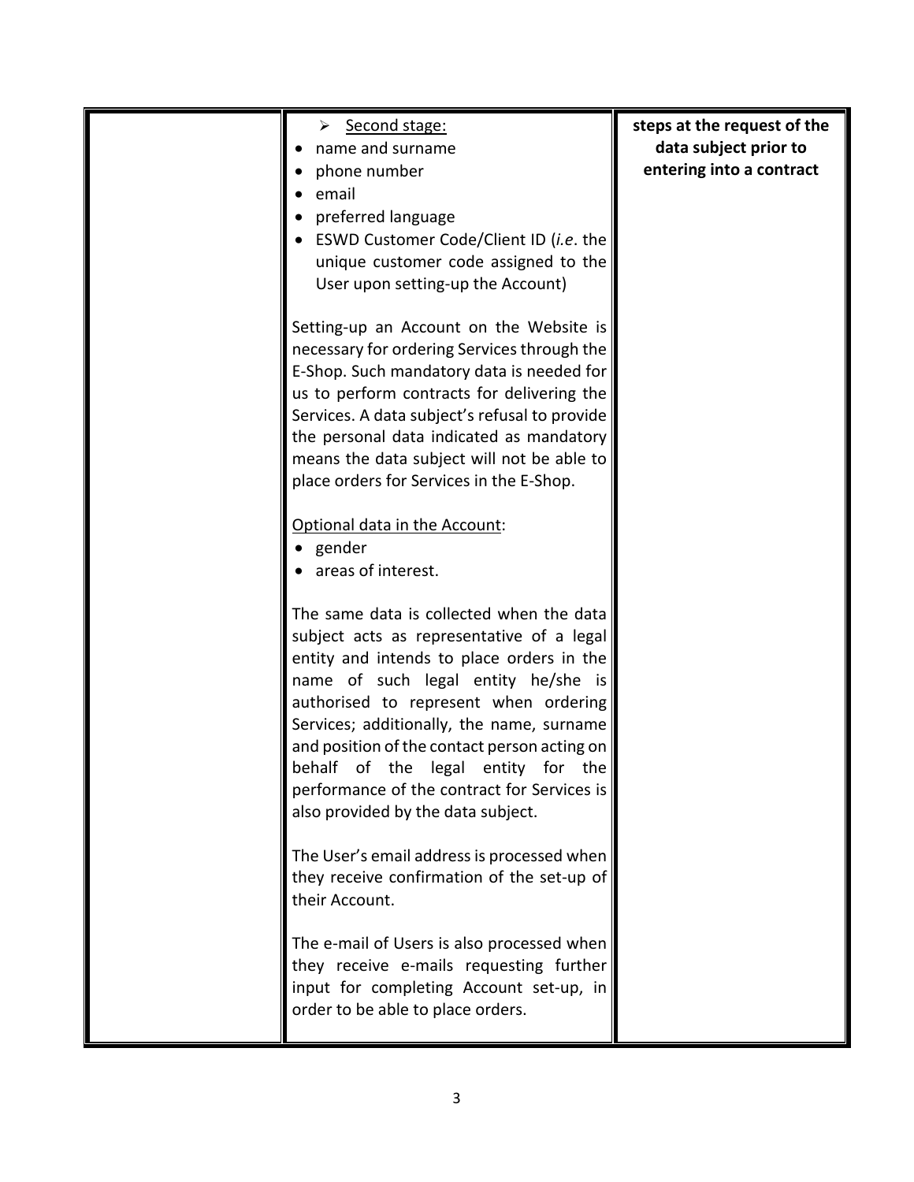| | | |
|---|---|---|
| | ➢ <u>Second stage:</u><br>• name and surname<br>• phone number<br>• email<br>• preferred language<br>• ESWD Customer Code/Client ID (*i.e*. the unique customer code assigned to the User upon setting-up the Account)<br><br>Setting-up an Account on the Website is necessary for ordering Services through the E-Shop. Such mandatory data is needed for us to perform contracts for delivering the Services. A data subject's refusal to provide the personal data indicated as mandatory means the data subject will not be able to place orders for Services in the E-Shop.<br><br><u>Optional data in the Account</u>:<br>• gender<br>• areas of interest.<br><br>The same data is collected when the data subject acts as representative of a legal entity and intends to place orders in the name of such legal entity he/she is authorised to represent when ordering Services; additionally, the name, surname and position of the contact person acting on behalf of the legal entity for the performance of the contract for Services is also provided by the data subject.<br><br>The User's email address is processed when they receive confirmation of the set-up of their Account.<br><br>The e-mail of Users is also processed when they receive e-mails requesting further input for completing Account set-up, in order to be able to place orders. | **steps at the request of the data subject prior to entering into a contract** |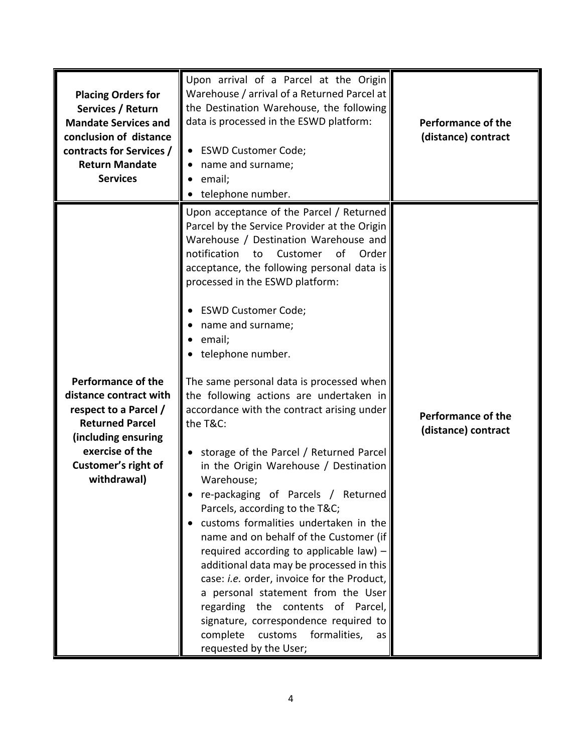| | | |
|---|---|---|
| **Placing Orders for Services / Return Mandate Services and conclusion of distance contracts for Services / Return Mandate Services** | Upon arrival of a Parcel at the Origin Warehouse / arrival of a Returned Parcel at the Destination Warehouse, the following data is processed in the ESWD platform:<br><br>• ESWD Customer Code;<br>• name and surname;<br>• email;<br>• telephone number. | **Performance of the (distance) contract** |
| **Performance of the distance contract with respect to a Parcel / Returned Parcel (including ensuring exercise of the Customer's right of withdrawal)** | Upon acceptance of the Parcel / Returned Parcel by the Service Provider at the Origin Warehouse / Destination Warehouse and notification to Customer of Order acceptance, the following personal data is processed in the ESWD platform:<br><br>• ESWD Customer Code;<br>• name and surname;<br>• email;<br>• telephone number.<br><br>The same personal data is processed when the following actions are undertaken in accordance with the contract arising under the T&C:<br><br>• storage of the Parcel / Returned Parcel in the Origin Warehouse / Destination Warehouse;<br>• re-packaging of Parcels / Returned Parcels, according to the T&C;<br>• customs formalities undertaken in the name and on behalf of the Customer (if required according to applicable law) – additional data may be processed in this case: *i.e.* order, invoice for the Product, a personal statement from the User regarding the contents of Parcel, signature, correspondence required to complete customs formalities, as requested by the User; | **Performance of the (distance) contract** |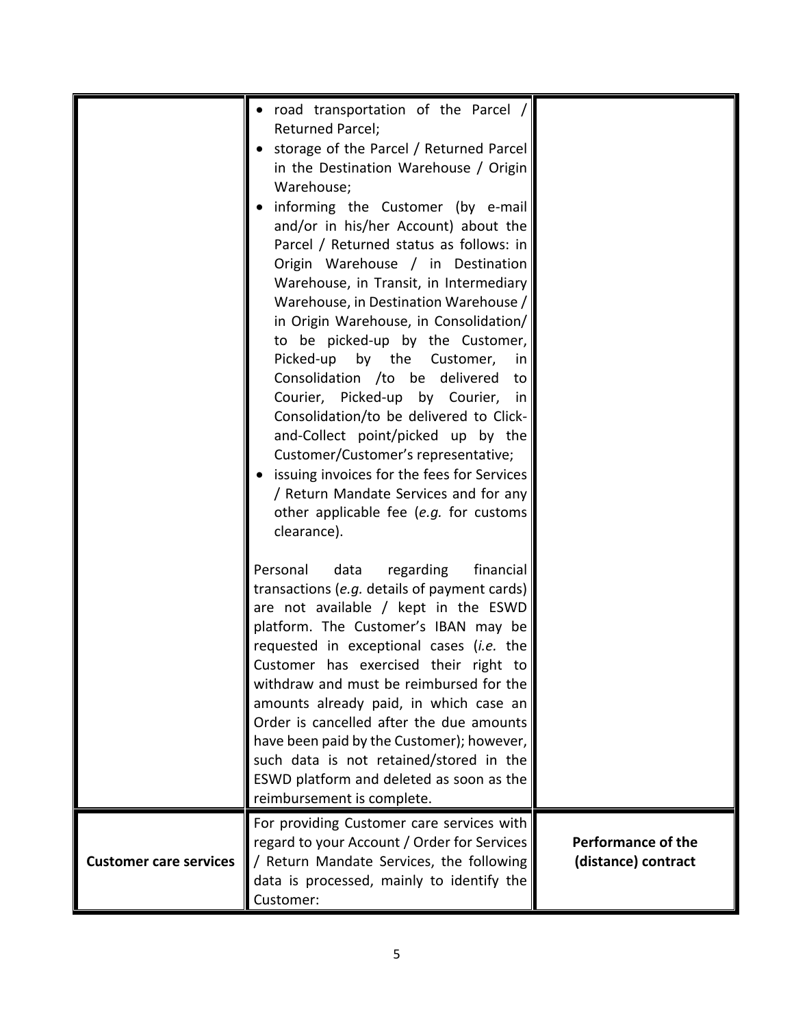| | | |
|---|---|---|
| | • road transportation of the Parcel / Returned Parcel;<br>• storage of the Parcel / Returned Parcel in the Destination Warehouse / Origin Warehouse;<br>• informing the Customer (by e-mail and/or in his/her Account) about the Parcel / Returned status as follows: in Origin Warehouse / in Destination Warehouse, in Transit, in Intermediary Warehouse, in Destination Warehouse / in Origin Warehouse, in Consolidation/ to be picked-up by the Customer, Picked-up by the Customer, in Consolidation /to be delivered to Courier, Picked-up by Courier, in Consolidation/to be delivered to Click-and-Collect point/picked up by the Customer/Customer's representative;<br>• issuing invoices for the fees for Services / Return Mandate Services and for any other applicable fee (*e.g.* for customs clearance).<br><br>Personal data regarding financial transactions (*e.g.* details of payment cards) are not available / kept in the ESWD platform. The Customer's IBAN may be requested in exceptional cases (*i.e.* the Customer has exercised their right to withdraw and must be reimbursed for the amounts already paid, in which case an Order is cancelled after the due amounts have been paid by the Customer); however, such data is not retained/stored in the ESWD platform and deleted as soon as the reimbursement is complete. | |
| **Customer care services** | For providing Customer care services with regard to your Account / Order for Services / Return Mandate Services, the following data is processed, mainly to identify the Customer: | **Performance of the (distance) contract** |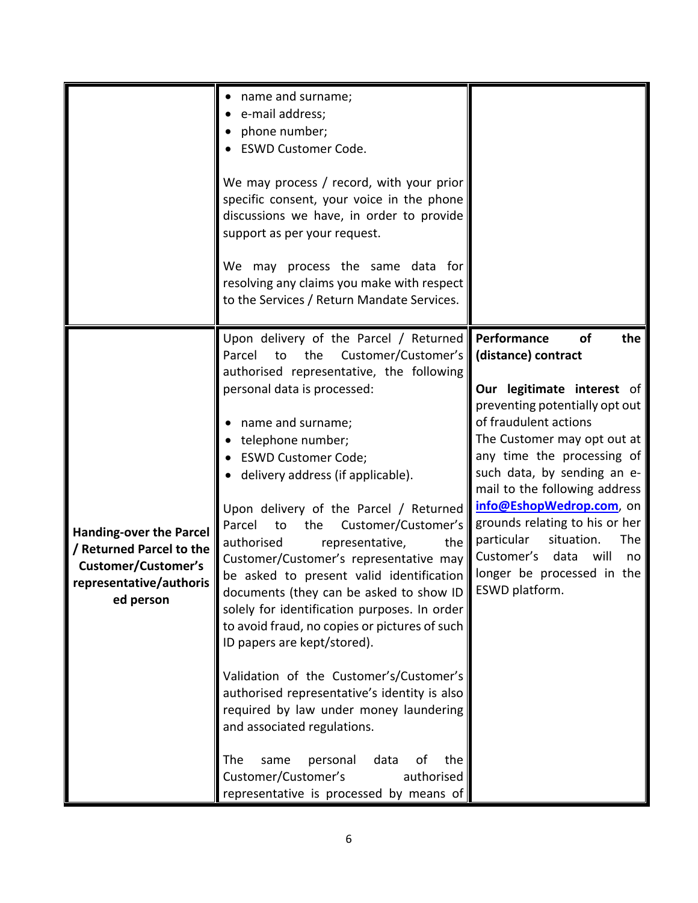| | | |
|---|---|---|
| | • name and surname;<br>• e-mail address;<br>• phone number;<br>• ESWD Customer Code.<br><br>We may process / record, with your prior specific consent, your voice in the phone discussions we have, in order to provide support as per your request.<br><br>We may process the same data for resolving any claims you make with respect to the Services / Return Mandate Services. | |
| **Handing-over the Parcel / Returned Parcel to the Customer/Customer's representative/authorised person** | Upon delivery of the Parcel / Returned Parcel to the Customer/Customer's authorised representative, the following personal data is processed:<br><br>• name and surname;<br>• telephone number;<br>• ESWD Customer Code;<br>• delivery address (if applicable).<br><br>Upon delivery of the Parcel / Returned Parcel to the Customer/Customer's authorised representative, the Customer/Customer's representative may be asked to present valid identification documents (they can be asked to show ID solely for identification purposes. In order to avoid fraud, no copies or pictures of such ID papers are kept/stored).<br><br>Validation of the Customer's/Customer's authorised representative's identity is also required by law under money laundering and associated regulations.<br><br>The same personal data of the Customer/Customer's authorised representative is processed by means of | **Performance of the (distance) contract**<br><br>**Our legitimate interest** of preventing potentially opt out of fraudulent actions<br>The Customer may opt out at any time the processing of such data, by sending an e-mail to the following address **info@EshopWedrop.com**, on grounds relating to his or her particular situation. The Customer's data will no longer be processed in the ESWD platform. |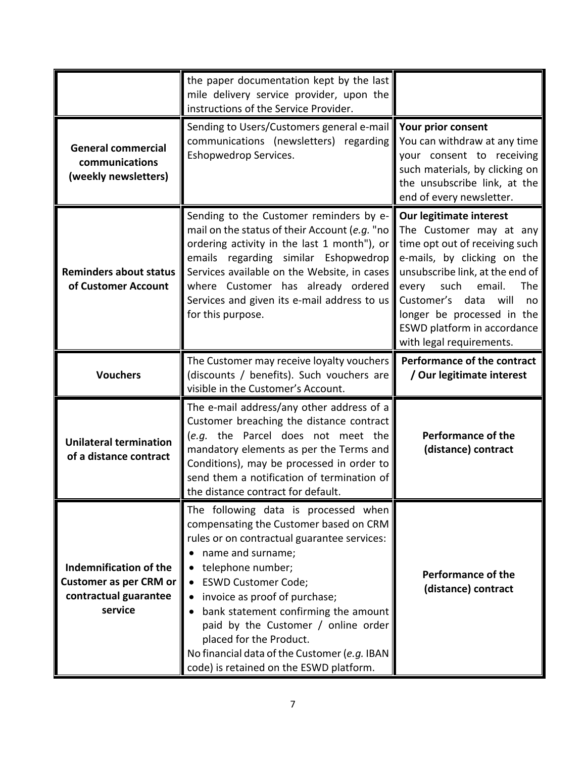| | | |
|---|---|---|
| | the paper documentation kept by the last mile delivery service provider, upon the instructions of the Service Provider. | |
| **General commercial communications (weekly newsletters)** | Sending to Users/Customers general e-mail communications (newsletters) regarding Eshopwedrop Services. | **Your prior consent**<br>You can withdraw at any time your consent to receiving such materials, by clicking on the unsubscribe link, at the end of every newsletter. |
| **Reminders about status of Customer Account** | Sending to the Customer reminders by e-mail on the status of their Account (*e.g.* "no ordering activity in the last 1 month"), or emails regarding similar Eshopwedrop Services available on the Website, in cases where Customer has already ordered Services and given its e-mail address to us for this purpose. | **Our legitimate interest**<br>The Customer may at any time opt out of receiving such e-mails, by clicking on the unsubscribe link, at the end of every such email. The Customer's data will no longer be processed in the ESWD platform in accordance with legal requirements. |
| **Vouchers** | The Customer may receive loyalty vouchers (discounts / benefits). Such vouchers are visible in the Customer's Account. | **Performance of the contract / Our legitimate interest** |
| **Unilateral termination of a distance contract** | The e-mail address/any other address of a Customer breaching the distance contract (*e.g.* the Parcel does not meet the mandatory elements as per the Terms and Conditions), may be processed in order to send them a notification of termination of the distance contract for default. | **Performance of the (distance) contract** |
| **Indemnification of the Customer as per CRM or contractual guarantee service** | The following data is processed when compensating the Customer based on CRM rules or on contractual guarantee services:<br>• name and surname;<br>• telephone number;<br>• ESWD Customer Code;<br>• invoice as proof of purchase;<br>• bank statement confirming the amount paid by the Customer / online order placed for the Product.<br>No financial data of the Customer (*e.g.* IBAN code) is retained on the ESWD platform. | **Performance of the (distance) contract** |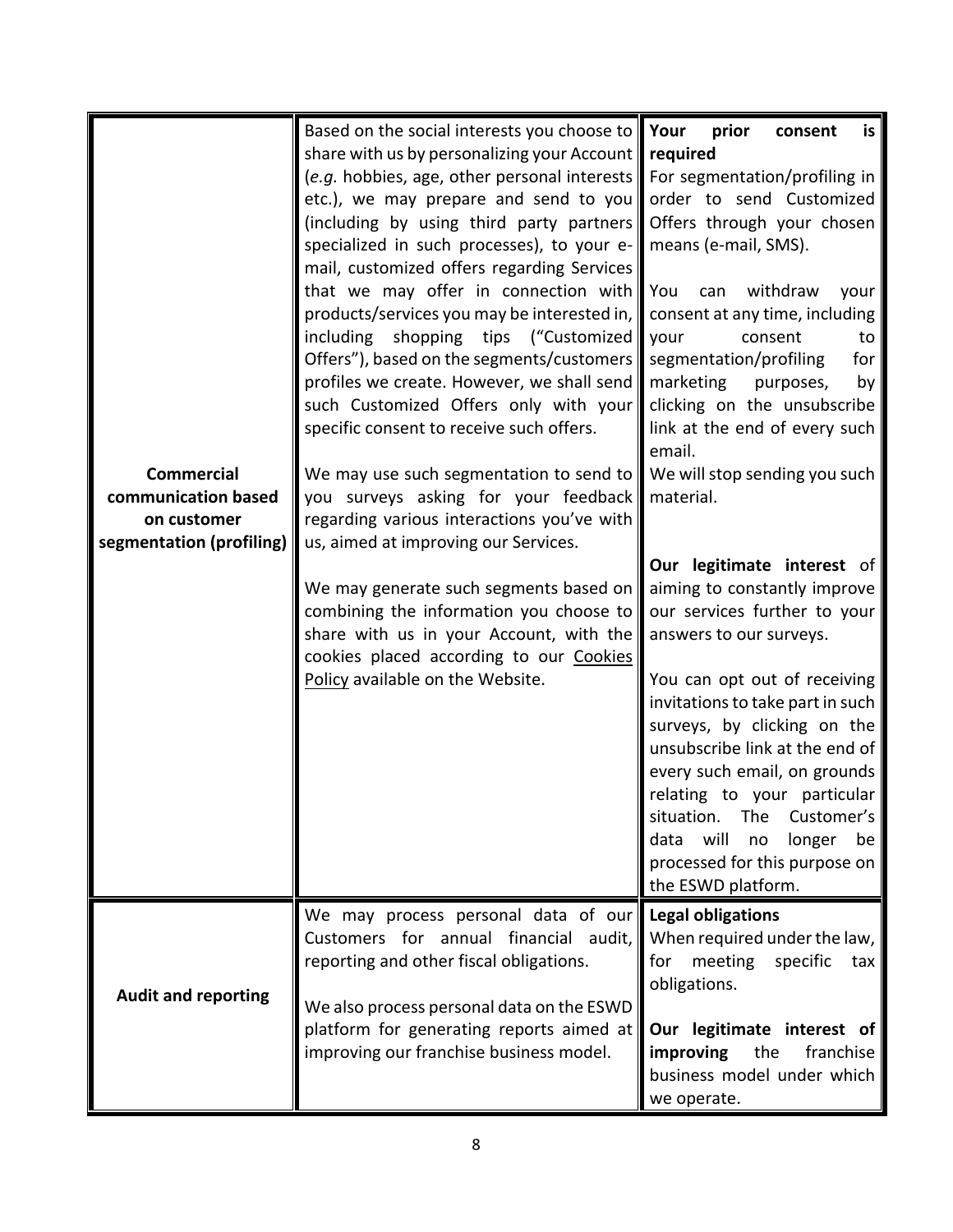| | | |
|---|---|---|
| **Commercial communication based on customer segmentation (profiling)** | Based on the social interests you choose to share with us by personalizing your Account (*e.g.* hobbies, age, other personal interests etc.), we may prepare and send to you (including by using third party partners specialized in such processes), to your e-mail, customized offers regarding Services that we may offer in connection with products/services you may be interested in, including shopping tips ("Customized Offers"), based on the segments/customers profiles we create. However, we shall send such Customized Offers only with your specific consent to receive such offers.<br><br>We may use such segmentation to send to you surveys asking for your feedback regarding various interactions you've with us, aimed at improving our Services.<br><br>We may generate such segments based on combining the information you choose to share with us in your Account, with the cookies placed according to our Cookies Policy available on the Website. | **Your prior consent is required**<br>For segmentation/profiling in order to send Customized Offers through your chosen means (e-mail, SMS).<br><br>You can withdraw your consent at any time, including your consent to segmentation/profiling for marketing purposes, by clicking on the unsubscribe link at the end of every such email.<br>We will stop sending you such material.<br><br>**Our legitimate interest** of aiming to constantly improve our services further to your answers to our surveys.<br><br>You can opt out of receiving invitations to take part in such surveys, by clicking on the unsubscribe link at the end of every such email, on grounds relating to your particular situation. The Customer's data will no longer be processed for this purpose on the ESWD platform. |
| **Audit and reporting** | We may process personal data of our Customers for annual financial audit, reporting and other fiscal obligations.<br><br>We also process personal data on the ESWD platform for generating reports aimed at improving our franchise business model. | **Legal obligations**<br>When required under the law, for meeting specific tax obligations.<br><br>**Our legitimate interest of improving** the franchise business model under which we operate. |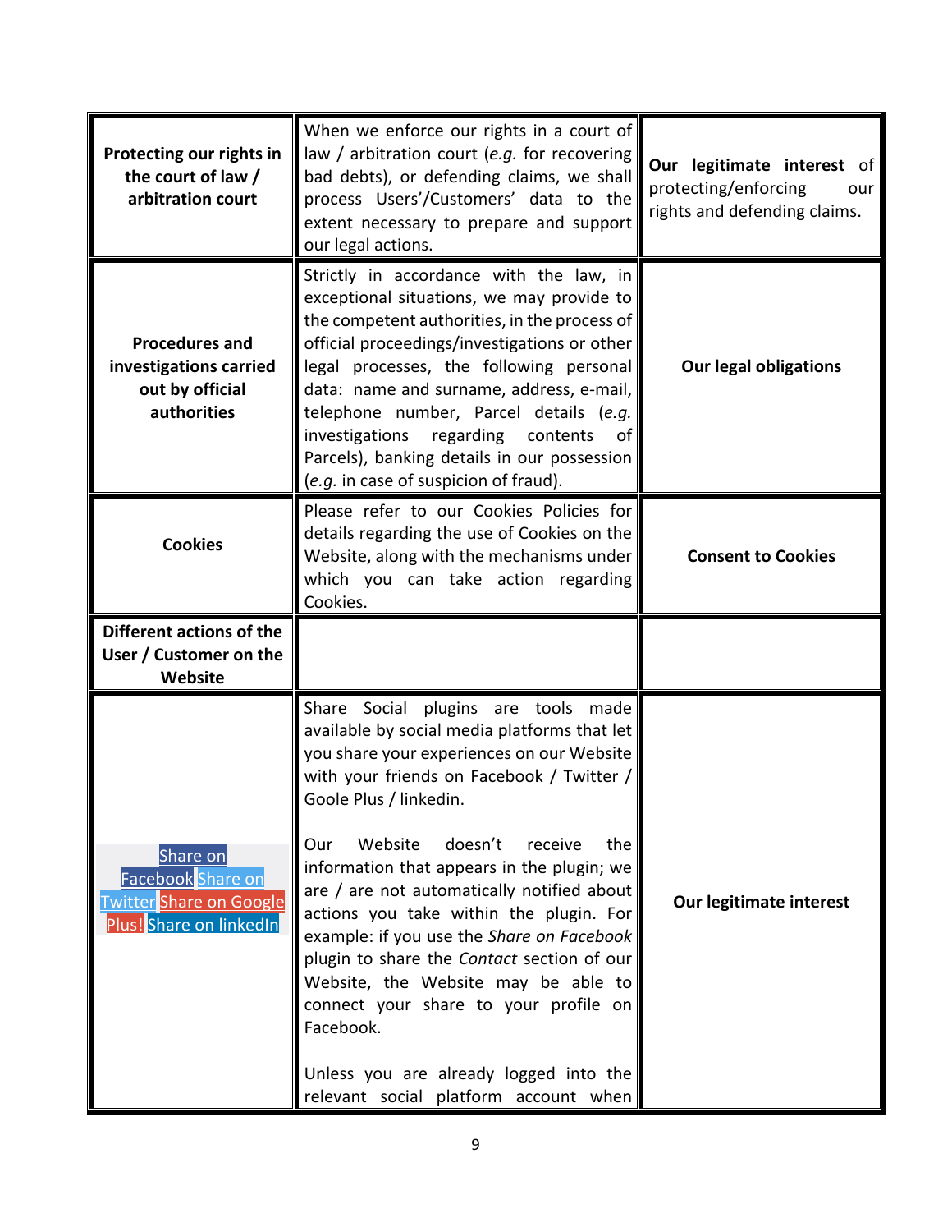| | | |
|---|---|---|
| **Protecting our rights in the court of law / arbitration court** | When we enforce our rights in a court of law / arbitration court (*e.g.* for recovering bad debts), or defending claims, we shall process Users'/Customers' data to the extent necessary to prepare and support our legal actions. | **Our legitimate interest** of protecting/enforcing our rights and defending claims. |
| **Procedures and investigations carried out by official authorities** | Strictly in accordance with the law, in exceptional situations, we may provide to the competent authorities, in the process of official proceedings/investigations or other legal processes, the following personal data: name and surname, address, e-mail, telephone number, Parcel details (*e.g.* investigations regarding contents of Parcels), banking details in our possession (*e.g.* in case of suspicion of fraud). | **Our legal obligations** |
| **Cookies** | Please refer to our Cookies Policies for details regarding the use of Cookies on the Website, along with the mechanisms under which you can take action regarding Cookies. | **Consent to Cookies** |
| **Different actions of the User / Customer on the Website** | | |
| Share on Facebook Share on Twitter Share on Google Plus! Share on linkedIn | Share Social plugins are tools made available by social media platforms that let you share your experiences on our Website with your friends on Facebook / Twitter / Goole Plus / linkedin.<br><br>Our Website doesn't receive the information that appears in the plugin; we are / are not automatically notified about actions you take within the plugin. For example: if you use the *Share on Facebook* plugin to share the *Contact* section of our Website, the Website may be able to connect your share to your profile on Facebook.<br><br>Unless you are already logged into the relevant social platform account when | **Our legitimate interest** |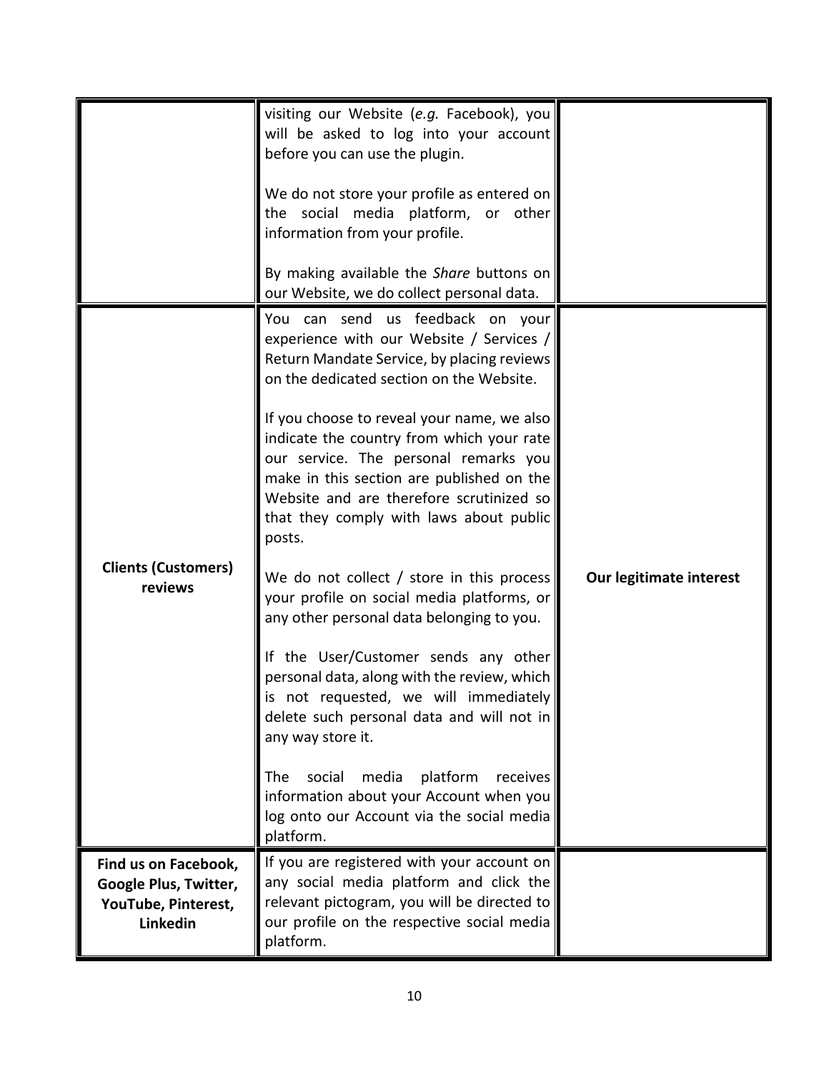| | | |
|---|---|---|
| | visiting our Website (*e.g.* Facebook), you will be asked to log into your account before you can use the plugin.<br><br>We do not store your profile as entered on the social media platform, or other information from your profile.<br><br>By making available the *Share* buttons on our Website, we do collect personal data. | |
| **Clients (Customers) reviews** | You can send us feedback on your experience with our Website / Services / Return Mandate Service, by placing reviews on the dedicated section on the Website.<br><br>If you choose to reveal your name, we also indicate the country from which your rate our service. The personal remarks you make in this section are published on the Website and are therefore scrutinized so that they comply with laws about public posts.<br><br>We do not collect / store in this process your profile on social media platforms, or any other personal data belonging to you.<br><br>If the User/Customer sends any other personal data, along with the review, which is not requested, we will immediately delete such personal data and will not in any way store it.<br><br>The social media platform receives information about your Account when you log onto our Account via the social media platform. | **Our legitimate interest** |
| **Find us on Facebook, Google Plus, Twitter, YouTube, Pinterest, Linkedin** | If you are registered with your account on any social media platform and click the relevant pictogram, you will be directed to our profile on the respective social media platform. | |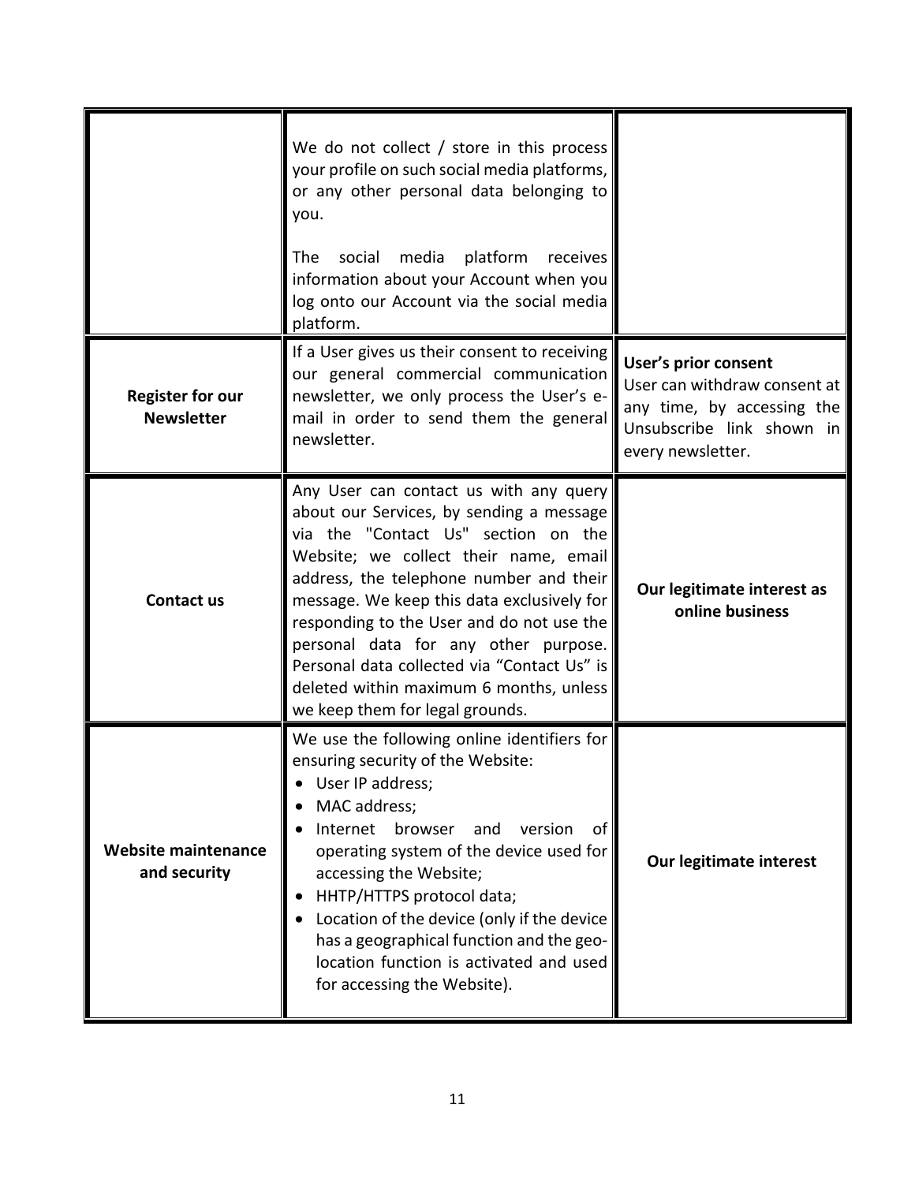| | | |
|---|---|---|
| | We do not collect / store in this process your profile on such social media platforms, or any other personal data belonging to you.<br><br>The social media platform receives information about your Account when you log onto our Account via the social media platform. | |
| **Register for our Newsletter** | If a User gives us their consent to receiving our general commercial communication newsletter, we only process the User's e-mail in order to send them the general newsletter. | **User's prior consent**<br>User can withdraw consent at any time, by accessing the Unsubscribe link shown in every newsletter. |
| **Contact us** | Any User can contact us with any query about our Services, by sending a message via the "Contact Us" section on the Website; we collect their name, email address, the telephone number and their message. We keep this data exclusively for responding to the User and do not use the personal data for any other purpose. Personal data collected via "Contact Us" is deleted within maximum 6 months, unless we keep them for legal grounds. | **Our legitimate interest as online business** |
| **Website maintenance and security** | We use the following online identifiers for ensuring security of the Website:<br>• User IP address;<br>• MAC address;<br>• Internet browser and version of operating system of the device used for accessing the Website;<br>• HHTP/HTTPS protocol data;<br>• Location of the device (only if the device has a geographical function and the geo-location function is activated and used for accessing the Website). | **Our legitimate interest** |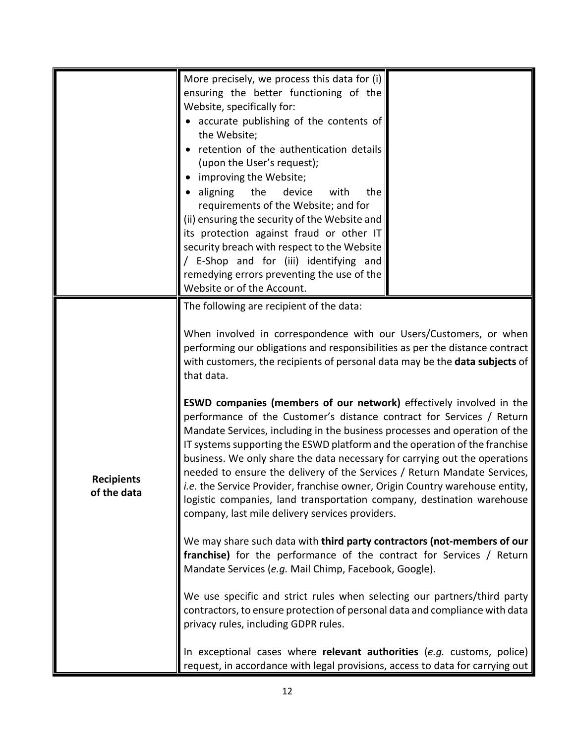| | | |
|---|---|---|
| | More precisely, we process this data for (i) ensuring the better functioning of the Website, specifically for:<br>• accurate publishing of the contents of the Website;<br>• retention of the authentication details (upon the User's request);<br>• improving the Website;<br>• aligning the device with the requirements of the Website; and for<br>(ii) ensuring the security of the Website and its protection against fraud or other IT security breach with respect to the Website / E-Shop and for (iii) identifying and remedying errors preventing the use of the Website or of the Account. | |
| **Recipients of the data** | The following are recipient of the data:<br><br>When involved in correspondence with our Users/Customers, or when performing our obligations and responsibilities as per the distance contract with customers, the recipients of personal data may be the **data subjects** of that data.<br><br>**ESWD companies (members of our network)** effectively involved in the performance of the Customer's distance contract for Services / Return Mandate Services, including in the business processes and operation of the IT systems supporting the ESWD platform and the operation of the franchise business. We only share the data necessary for carrying out the operations needed to ensure the delivery of the Services / Return Mandate Services, *i.e.* the Service Provider, franchise owner, Origin Country warehouse entity, logistic companies, land transportation company, destination warehouse company, last mile delivery services providers.<br><br>We may share such data with **third party contractors (not-members of our franchise)** for the performance of the contract for Services / Return Mandate Services (*e.g.* Mail Chimp, Facebook, Google).<br><br>We use specific and strict rules when selecting our partners/third party contractors, to ensure protection of personal data and compliance with data privacy rules, including GDPR rules.<br><br>In exceptional cases where **relevant authorities** (*e.g.* customs, police) request, in accordance with legal provisions, access to data for carrying out | |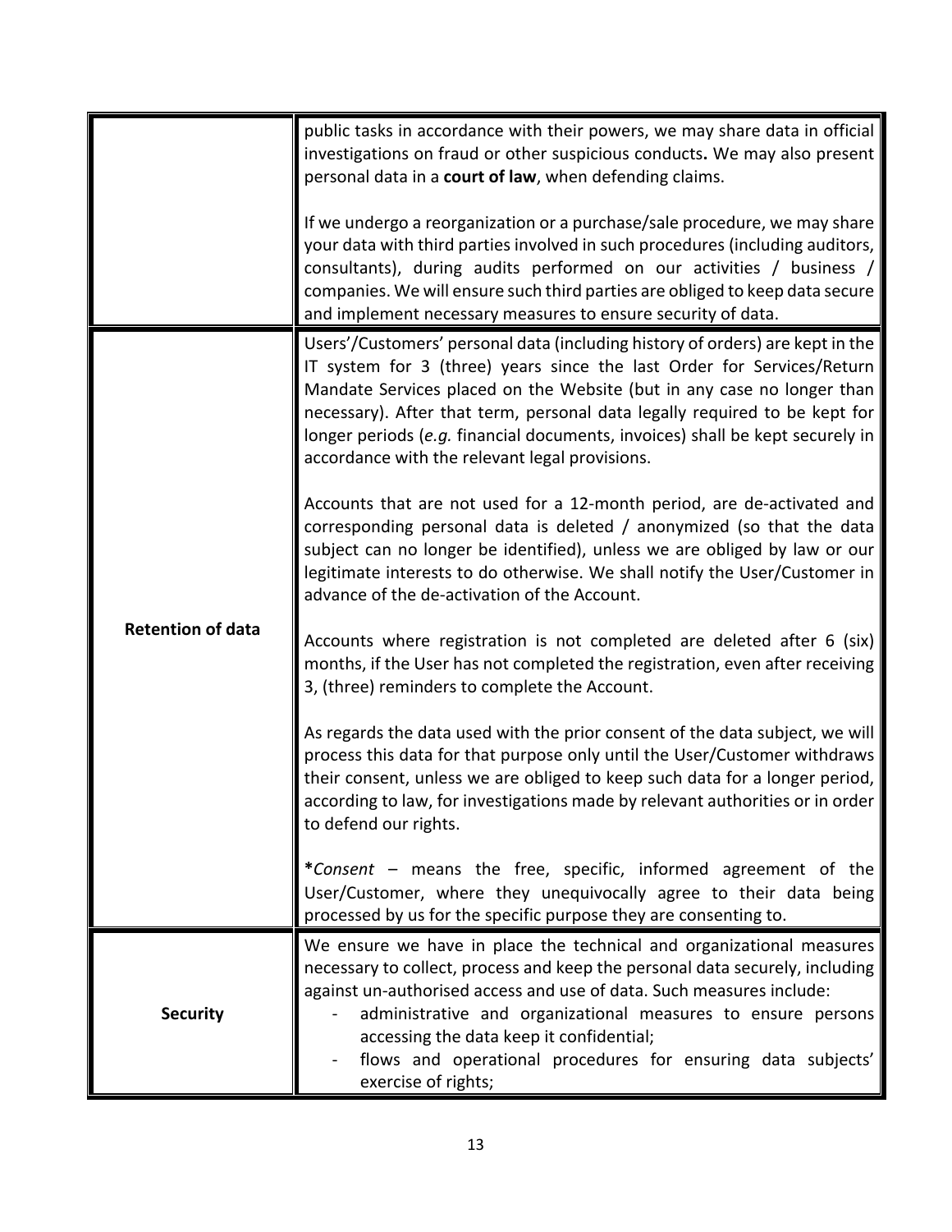| | |
|---|---|
| | public tasks in accordance with their powers, we may share data in official investigations on fraud or other suspicious conducts**.** We may also present personal data in a **court of law**, when defending claims.<br><br>If we undergo a reorganization or a purchase/sale procedure, we may share your data with third parties involved in such procedures (including auditors, consultants), during audits performed on our activities / business / companies. We will ensure such third parties are obliged to keep data secure and implement necessary measures to ensure security of data. |
| **Retention of data** | Users'/Customers' personal data (including history of orders) are kept in the IT system for 3 (three) years since the last Order for Services/Return Mandate Services placed on the Website (but in any case no longer than necessary). After that term, personal data legally required to be kept for longer periods (*e.g.* financial documents, invoices) shall be kept securely in accordance with the relevant legal provisions.<br><br>Accounts that are not used for a 12-month period, are de-activated and corresponding personal data is deleted / anonymized (so that the data subject can no longer be identified), unless we are obliged by law or our legitimate interests to do otherwise. We shall notify the User/Customer in advance of the de-activation of the Account.<br><br>Accounts where registration is not completed are deleted after 6 (six) months, if the User has not completed the registration, even after receiving 3, (three) reminders to complete the Account.<br><br>As regards the data used with the prior consent of the data subject, we will process this data for that purpose only until the User/Customer withdraws their consent, unless we are obliged to keep such data for a longer period, according to law, for investigations made by relevant authorities or in order to defend our rights.<br><br>**\***_Consent_ – means the free, specific, informed agreement of the User/Customer, where they unequivocally agree to their data being processed by us for the specific purpose they are consenting to. |
| **Security** | We ensure we have in place the technical and organizational measures necessary to collect, process and keep the personal data securely, including against un-authorised access and use of data. Such measures include:<br>- administrative and organizational measures to ensure persons accessing the data keep it confidential;<br>- flows and operational procedures for ensuring data subjects' exercise of rights; |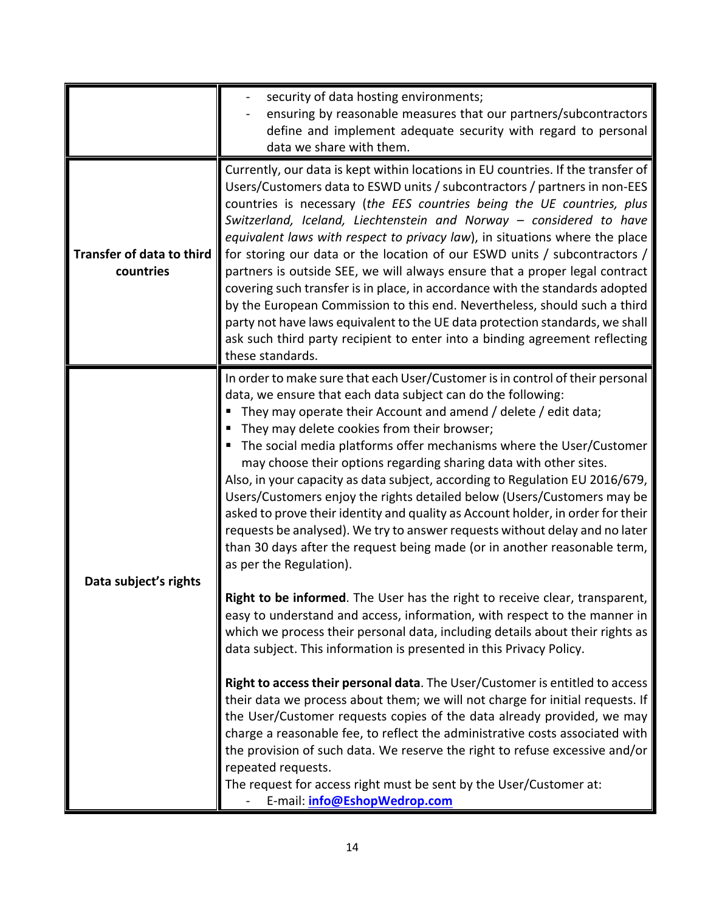| | |
|---|---|
| | - security of data hosting environments;<br>- ensuring by reasonable measures that our partners/subcontractors define and implement adequate security with regard to personal data we share with them. |
| **Transfer of data to third countries** | Currently, our data is kept within locations in EU countries. If the transfer of Users/Customers data to ESWD units / subcontractors / partners in non-EES countries is necessary (*the EES countries being the UE countries, plus Switzerland, Iceland, Liechtenstein and Norway – considered to have equivalent laws with respect to privacy law*), in situations where the place for storing our data or the location of our ESWD units / subcontractors / partners is outside SEE, we will always ensure that a proper legal contract covering such transfer is in place, in accordance with the standards adopted by the European Commission to this end. Nevertheless, should such a third party not have laws equivalent to the UE data protection standards, we shall ask such third party recipient to enter into a binding agreement reflecting these standards. |
| **Data subject's rights** | In order to make sure that each User/Customer is in control of their personal data, we ensure that each data subject can do the following:<br>▪ They may operate their Account and amend / delete / edit data;<br>▪ They may delete cookies from their browser;<br>▪ The social media platforms offer mechanisms where the User/Customer may choose their options regarding sharing data with other sites.<br>Also, in your capacity as data subject, according to Regulation EU 2016/679, Users/Customers enjoy the rights detailed below (Users/Customers may be asked to prove their identity and quality as Account holder, in order for their requests be analysed). We try to answer requests without delay and no later than 30 days after the request being made (or in another reasonable term, as per the Regulation).<br><br>**Right to be informed**. The User has the right to receive clear, transparent, easy to understand and access, information, with respect to the manner in which we process their personal data, including details about their rights as data subject. This information is presented in this Privacy Policy.<br><br>**Right to access their personal data**. The User/Customer is entitled to access their data we process about them; we will not charge for initial requests. If the User/Customer requests copies of the data already provided, we may charge a reasonable fee, to reflect the administrative costs associated with the provision of such data. We reserve the right to refuse excessive and/or repeated requests.<br>The request for access right must be sent by the User/Customer at:<br>- E-mail: **info@EshopWedrop.com** |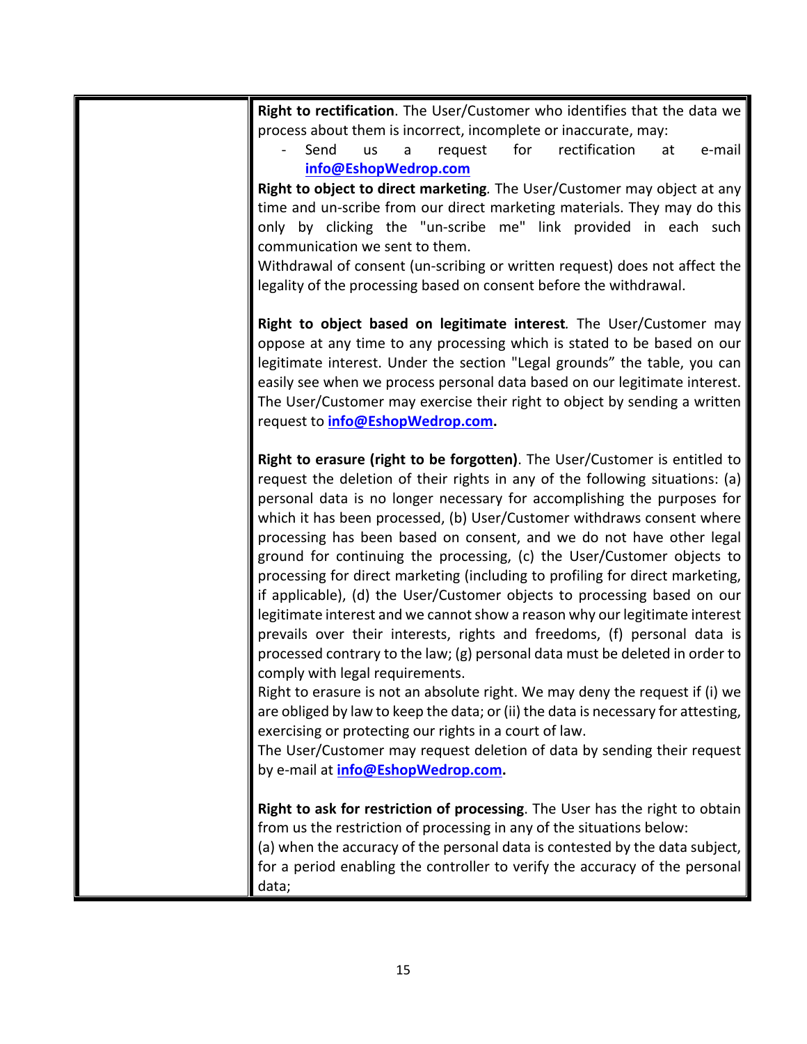| | |
|---|---|
| | **Right to rectification**. The User/Customer who identifies that the data we process about them is incorrect, incomplete or inaccurate, may:<br>- Send us a request for rectification at e-mail **info@EshopWedrop.com**<br>**Right to object to direct marketing***.* The User/Customer may object at any time and un-scribe from our direct marketing materials. They may do this only by clicking the "un-scribe me" link provided in each such communication we sent to them.<br>Withdrawal of consent (un-scribing or written request) does not affect the legality of the processing based on consent before the withdrawal.<br><br>**Right to object based on legitimate interest***.* The User/Customer may oppose at any time to any processing which is stated to be based on our legitimate interest. Under the section "Legal grounds" the table, you can easily see when we process personal data based on our legitimate interest. The User/Customer may exercise their right to object by sending a written request to **info@EshopWedrop.com.**<br><br>**Right to erasure (right to be forgotten)**. The User/Customer is entitled to request the deletion of their rights in any of the following situations: (a) personal data is no longer necessary for accomplishing the purposes for which it has been processed, (b) User/Customer withdraws consent where processing has been based on consent, and we do not have other legal ground for continuing the processing, (c) the User/Customer objects to processing for direct marketing (including to profiling for direct marketing, if applicable), (d) the User/Customer objects to processing based on our legitimate interest and we cannot show a reason why our legitimate interest prevails over their interests, rights and freedoms, (f) personal data is processed contrary to the law; (g) personal data must be deleted in order to comply with legal requirements.<br>Right to erasure is not an absolute right. We may deny the request if (i) we are obliged by law to keep the data; or (ii) the data is necessary for attesting, exercising or protecting our rights in a court of law.<br>The User/Customer may request deletion of data by sending their request by e-mail at **info@EshopWedrop.com.**<br><br>**Right to ask for restriction of processing**. The User has the right to obtain from us the restriction of processing in any of the situations below:<br>(a) when the accuracy of the personal data is contested by the data subject, for a period enabling the controller to verify the accuracy of the personal data; |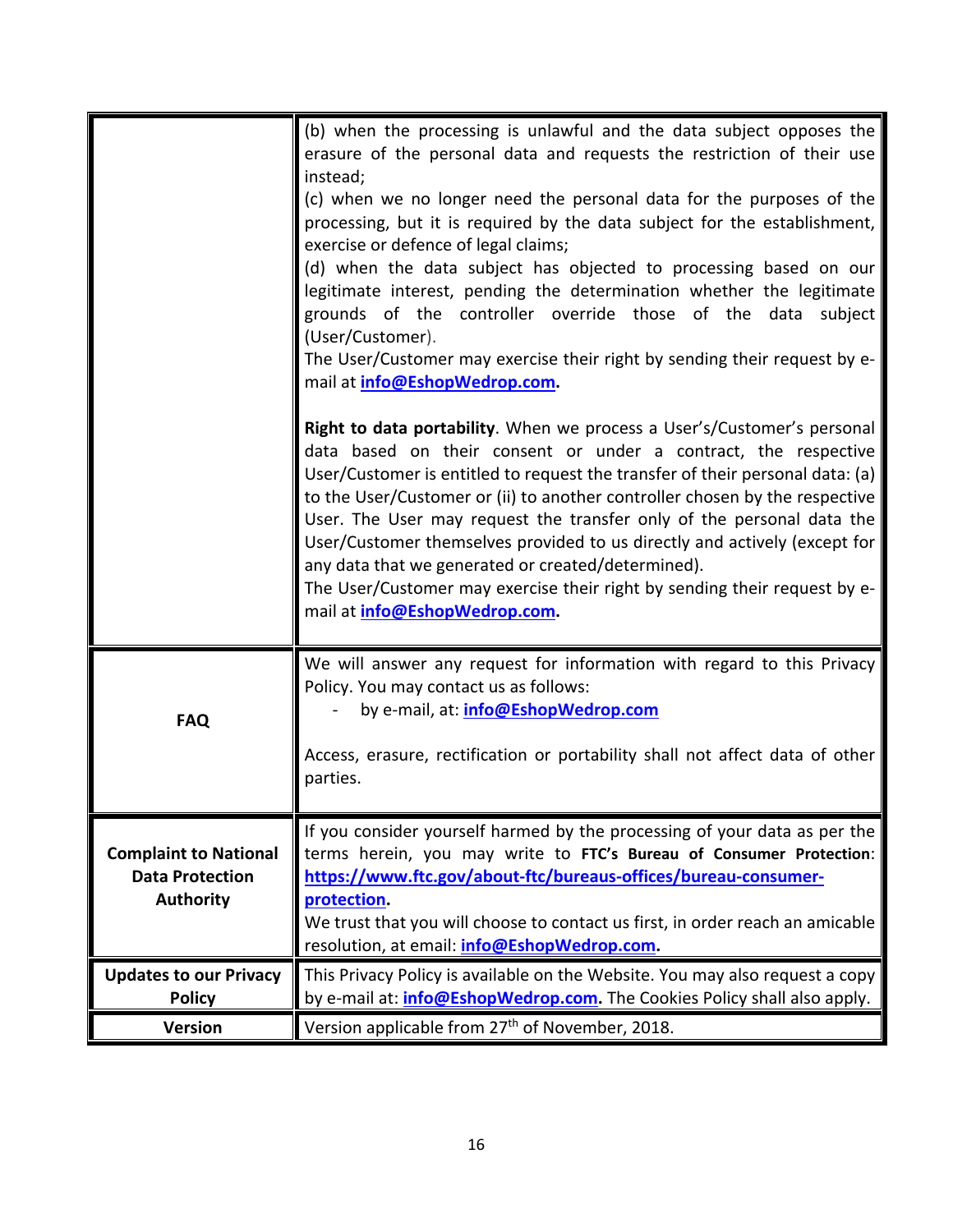| | |
|---|---|
| | (b) when the processing is unlawful and the data subject opposes the erasure of the personal data and requests the restriction of their use instead;<br>(c) when we no longer need the personal data for the purposes of the processing, but it is required by the data subject for the establishment, exercise or defence of legal claims;<br>(d) when the data subject has objected to processing based on our legitimate interest, pending the determination whether the legitimate grounds of the controller override those of the data subject (User/Customer).<br>The User/Customer may exercise their right by sending their request by e-mail at **info@EshopWedrop.com.**<br><br>**Right to data portability**. When we process a User's/Customer's personal data based on their consent or under a contract, the respective User/Customer is entitled to request the transfer of their personal data: (a) to the User/Customer or (ii) to another controller chosen by the respective User. The User may request the transfer only of the personal data the User/Customer themselves provided to us directly and actively (except for any data that we generated or created/determined).<br>The User/Customer may exercise their right by sending their request by e-mail at **info@EshopWedrop.com.** |
| **FAQ** | We will answer any request for information with regard to this Privacy Policy. You may contact us as follows:<br>- by e-mail, at: **info@EshopWedrop.com**<br><br>Access, erasure, rectification or portability shall not affect data of other parties. |
| **Complaint to National Data Protection Authority** | If you consider yourself harmed by the processing of your data as per the terms herein, you may write to **FTC's Bureau of Consumer Protection**: **https://www.ftc.gov/about-ftc/bureaus-offices/bureau-consumer-protection.**<br>We trust that you will choose to contact us first, in order reach an amicable resolution, at email: **info@EshopWedrop.com.** |
| **Updates to our Privacy Policy** | This Privacy Policy is available on the Website. You may also request a copy by e-mail at: **info@EshopWedrop.com.** The Cookies Policy shall also apply. |
| **Version** | Version applicable from 27th of November, 2018. |